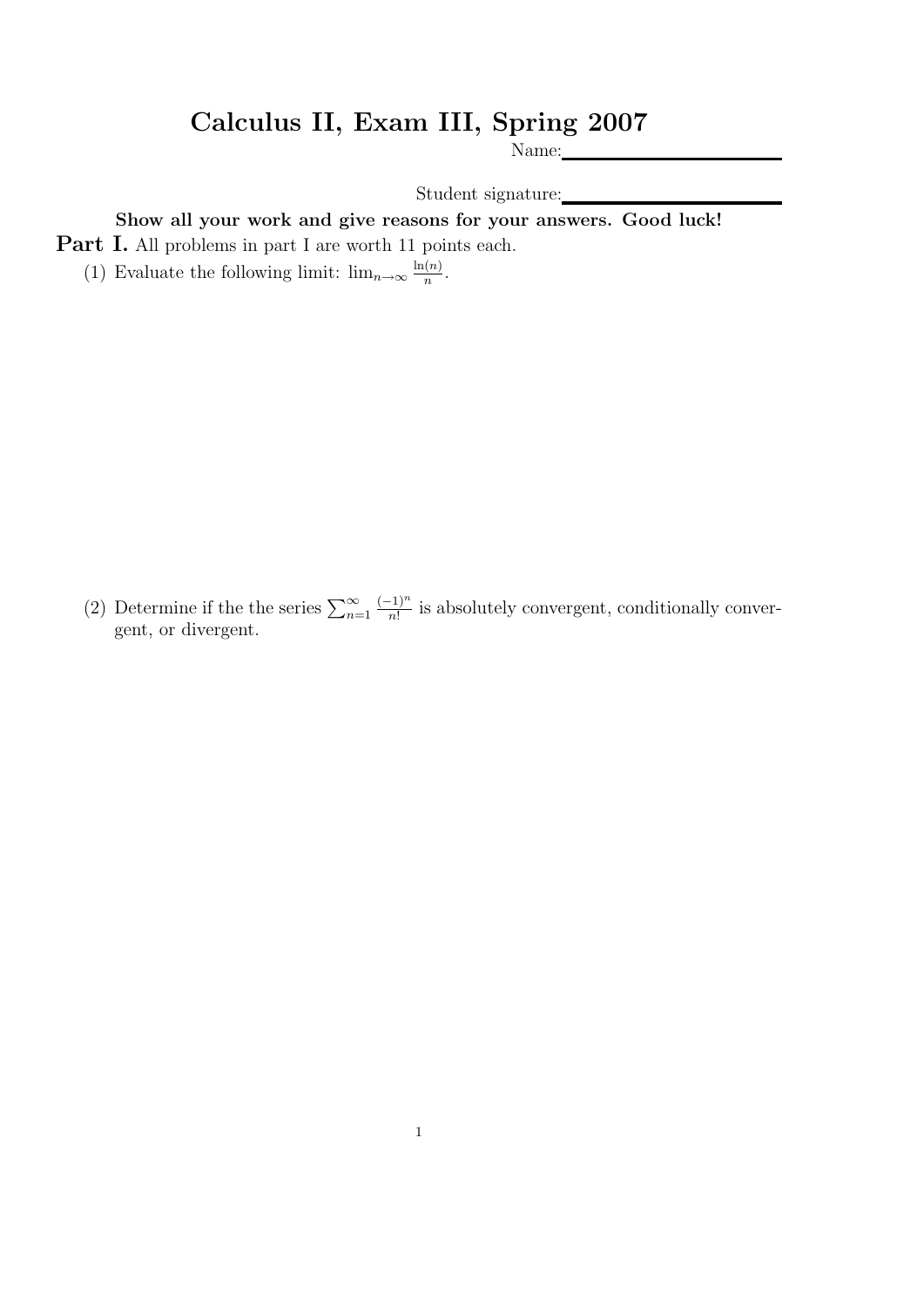# Calculus II, Exam III, Spring 2007

Name: ____________________

Student signature: ____________________

**Show all your work and give reasons for your answers. Good luck!**

**Part I.** All problems in part I are worth 11 points each.

(1) Evaluate the following limit: $\lim_{n\to\infty} \frac{\ln(n)}{n}$.

(2) Determine if the the series $\sum_{n=1}^{\infty} \frac{(-1)^n}{n!}$ is absolutely convergent, conditionally convergent, or divergent.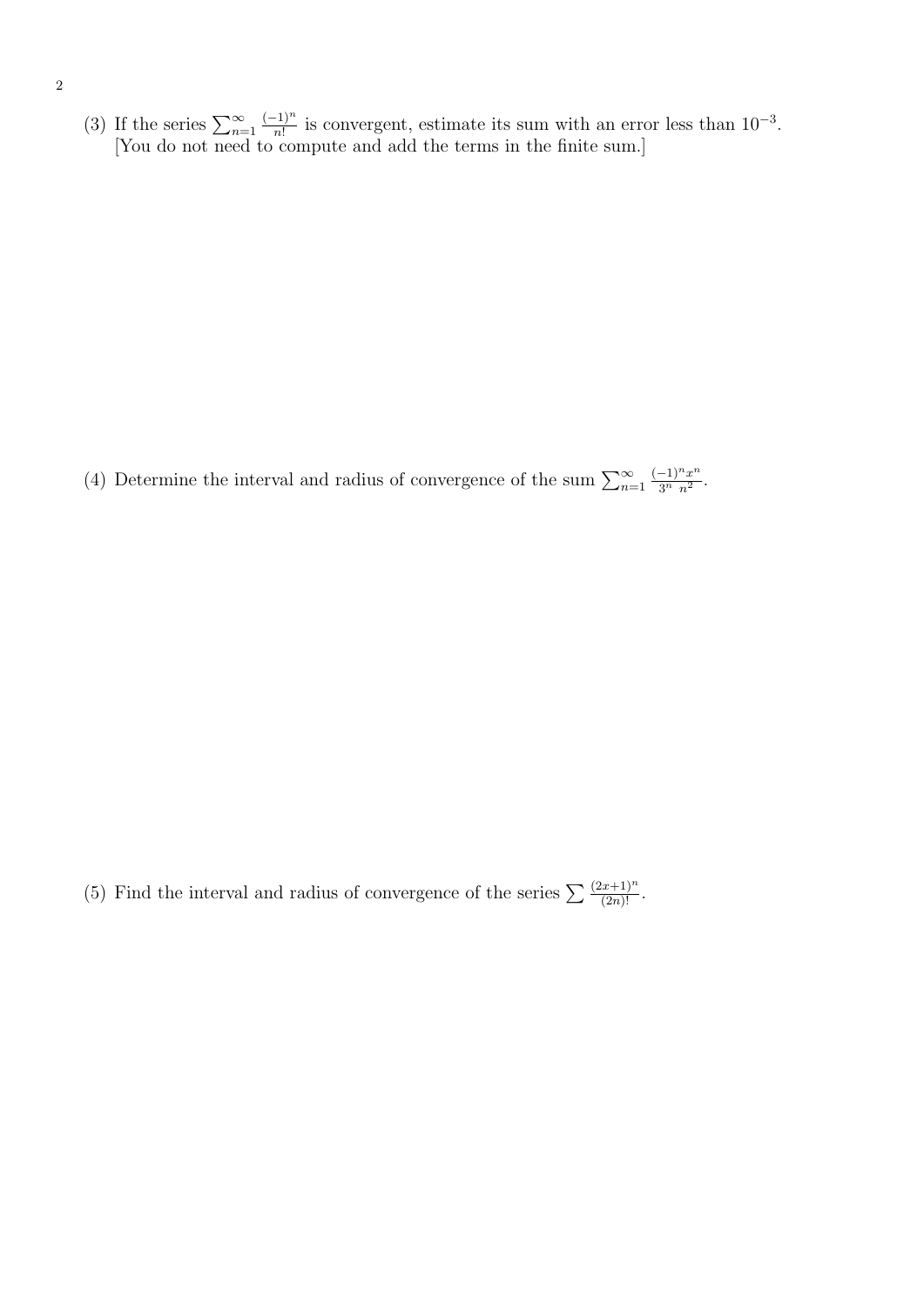(3) If the series $\sum_{n=1}^{\infty} \frac{(-1)^n}{n!}$ is convergent, estimate its sum with an error less than $10^{-3}$. [You do not need to compute and add the terms in the finite sum.]

(4) Determine the interval and radius of convergence of the sum $\sum_{n=1}^{\infty} \frac{(-1)^n x^n}{3^n \; n^2}$.

(5) Find the interval and radius of convergence of the series $\sum \frac{(2x+1)^n}{(2n)!}$.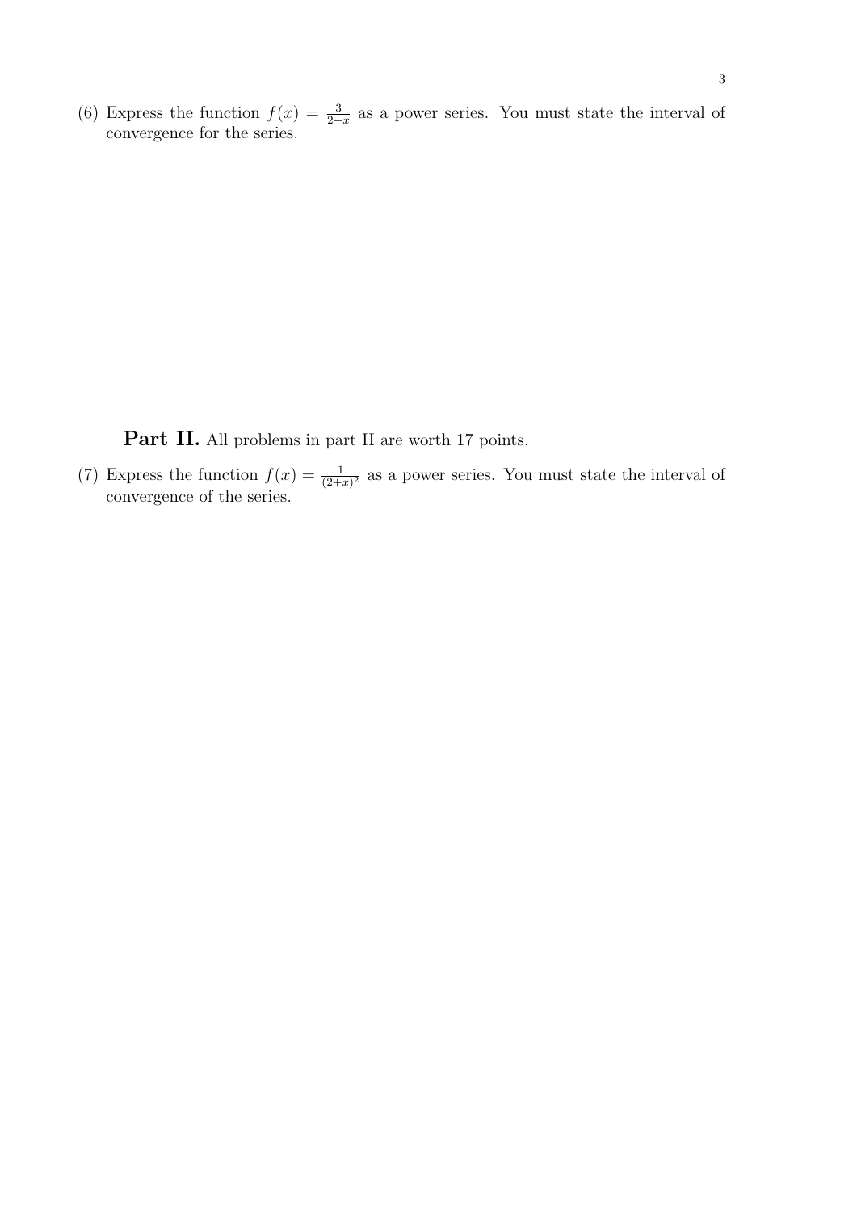(6) Express the function $f(x) = \frac{3}{2+x}$ as a power series. You must state the interval of convergence for the series.

**Part II.** All problems in part II are worth 17 points.

(7) Express the function $f(x) = \frac{1}{(2+x)^2}$ as a power series. You must state the interval of convergence of the series.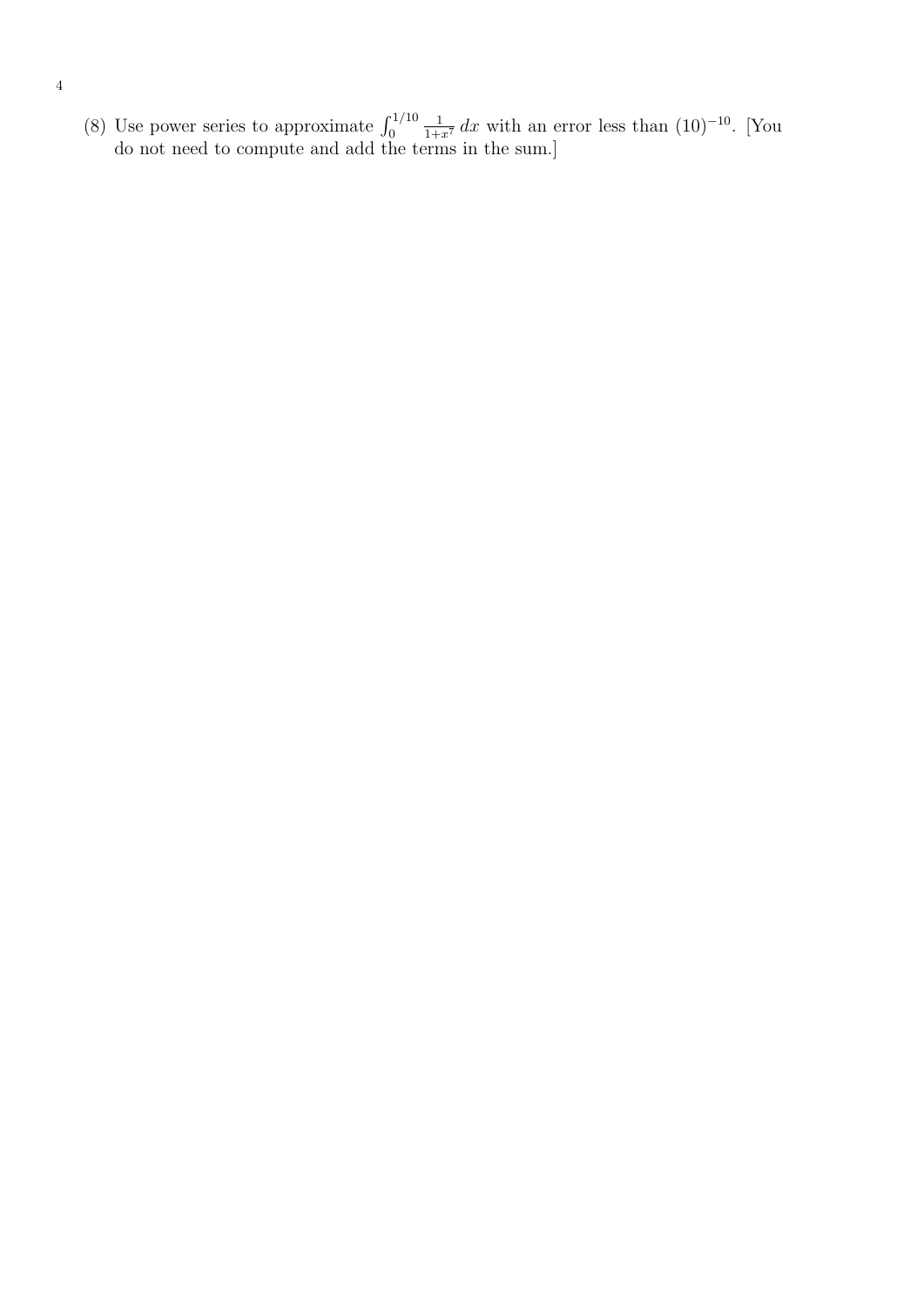(8) Use power series to approximate $\int_0^{1/10} \frac{1}{1+x^7}\,dx$ with an error less than $(10)^{-10}$. [You do not need to compute and add the terms in the sum.]